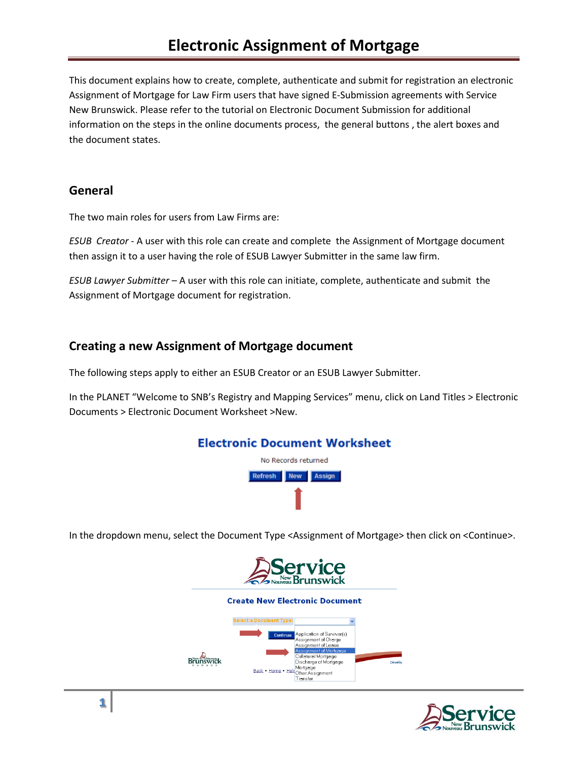# Electronic Assignment of Mortgage

This document explains how to create, complete, authenticate and submit for registration an electronic Assignment of Mortgage for Law Firm users that have signed E-Submission agreements with Service New Brunswick. Please refer to the tutorial on Electronic Document Submission for additional information on the steps in the online documents process, the general buttons , the alert boxes and the document states.

## General

The two main roles for users from Law Firms are:

*ESUB Creator* - A user with this role can create and complete the Assignment of Mortgage document then assign it to a user having the role of ESUB Lawyer Submitter in the same law firm.

*ESUB Lawyer Submitter* – A user with this role can initiate, complete, authenticate and submit the Assignment of Mortgage document for registration.

## Creating a new Assignment of Mortgage document

The following steps apply to either an ESUB Creator or an ESUB Lawyer Submitter.

In the PLANET "Welcome to SNB's Registry and Mapping Services" menu, click on Land Titles > Electronic Documents > Electronic Document Worksheet >New.

In the dropdown menu, select the Document Type <Assignment of Mortgage> then click on <Continue>.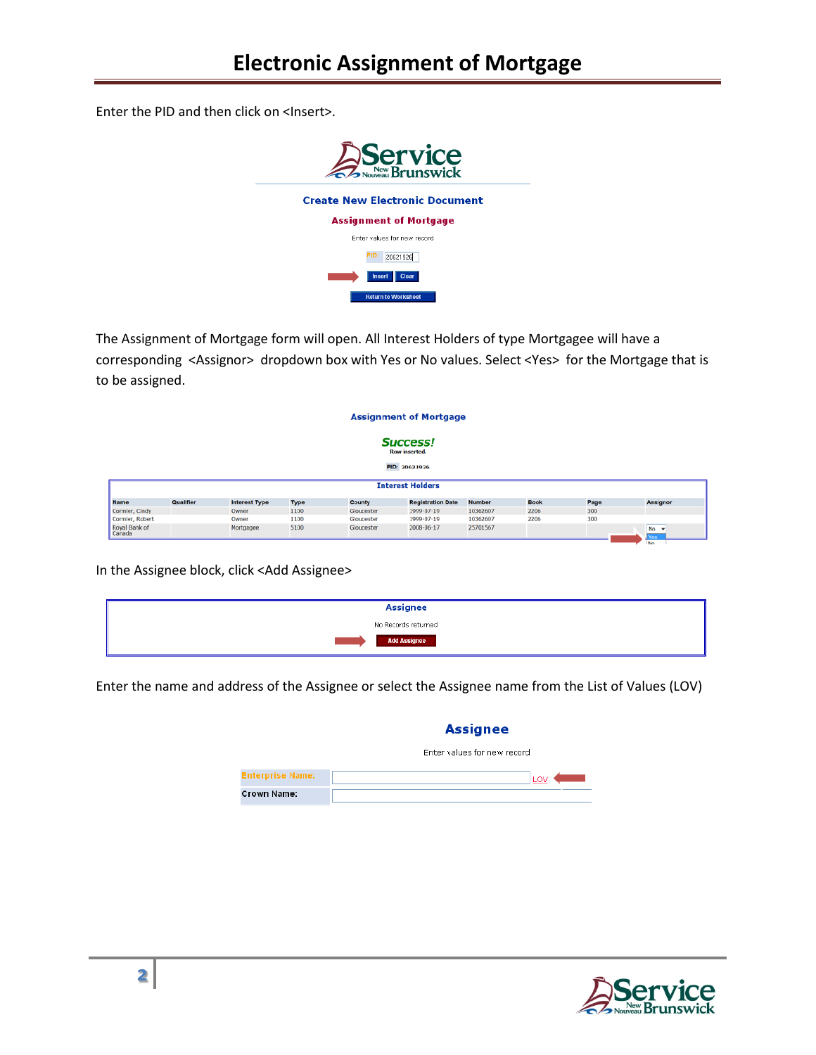# Electronic Assignment of Mortgage

Enter the PID and then click on <Insert>.

**Create New Electronic Document**

**Assignment of Mortgage**

Enter values for new record

PID: 20621926

Insert | Clear

Return to Worksheet

The Assignment of Mortgage form will open. All Interest Holders of type Mortgagee will have a corresponding <Assignor> dropdown box with Yes or No values. Select <Yes> for the Mortgage that is to be assigned.

**Assignment of Mortgage**

**Success!**
Row inserted.

PID: 20621926

**Interest Holders**

| Name | Qualifier | Interest Type | Type | County | Registration Date | Number | Book | Page | Assignor |
|---|---|---|---|---|---|---|---|---|---|
| Cormier, Cindy | | Owner | 1100 | Gloucester | 1999-07-19 | 10362607 | 2206 | 300 | |
| Cormier, Robert | | Owner | 1100 | Gloucester | 1999-07-19 | 10362607 | 2206 | 300 | |
| Royal Bank of Canada | | Mortgagee | 5100 | Gloucester | 2008-06-17 | 25701567 | | | No |

In the Assignee block, click <Add Assignee>

**Assignee**

No Records returned

Add Assignee

Enter the name and address of the Assignee or select the Assignee name from the List of Values (LOV)

**Assignee**

Enter values for new record

Enterprise Name: LOV

Crown Name: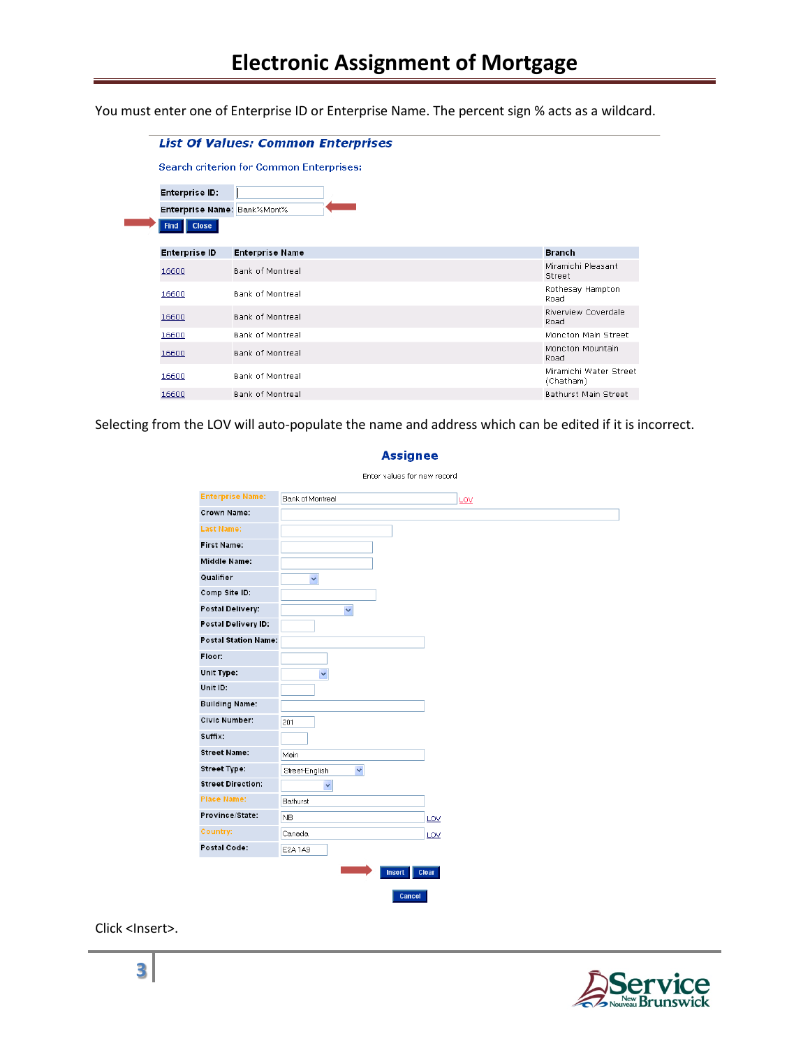You must enter one of Enterprise ID or Enterprise Name. The percent sign % acts as a wildcard.

**List Of Values: Common Enterprises**

Search criterion for Common Enterprises:

Enterprise ID:

Enterprise Name: Bank%Mont%

Find | Close

| Enterprise ID | Enterprise Name | Branch |
|---|---|---|
| 16600 | Bank of Montreal | Miramichi Pleasant Street |
| 16600 | Bank of Montreal | Rothesay Hampton Road |
| 16600 | Bank of Montreal | Riverview Coverdale Road |
| 16600 | Bank of Montreal | Moncton Main Street |
| 16600 | Bank of Montreal | Moncton Mountain Road |
| 16600 | Bank of Montreal | Miramichi Water Street (Chatham) |
| 16600 | Bank of Montreal | Bathurst Main Street |

Selecting from the LOV will auto-populate the name and address which can be edited if it is incorrect.

**Assignee**

Enter values for new record

| Field | Value |
|---|---|
| Enterprise Name: | Bank of Montreal (LOV) |
| Crown Name: | |
| Last Name: | |
| First Name: | |
| Middle Name: | |
| Qualifier | |
| Comp Site ID: | |
| Postal Delivery: | |
| Postal Delivery ID: | |
| Postal Station Name: | |
| Floor: | |
| Unit Type: | |
| Unit ID: | |
| Building Name: | |
| Civic Number: | 201 |
| Suffix: | |
| Street Name: | Main |
| Street Type: | Street-English |
| Street Direction: | |
| Place Name: | Bathurst |
| Province/State: | NB (LOV) |
| Country: | Canada (LOV) |
| Postal Code: | E2A 1A9 |

Insert | Clear

Cancel

Click <Insert>.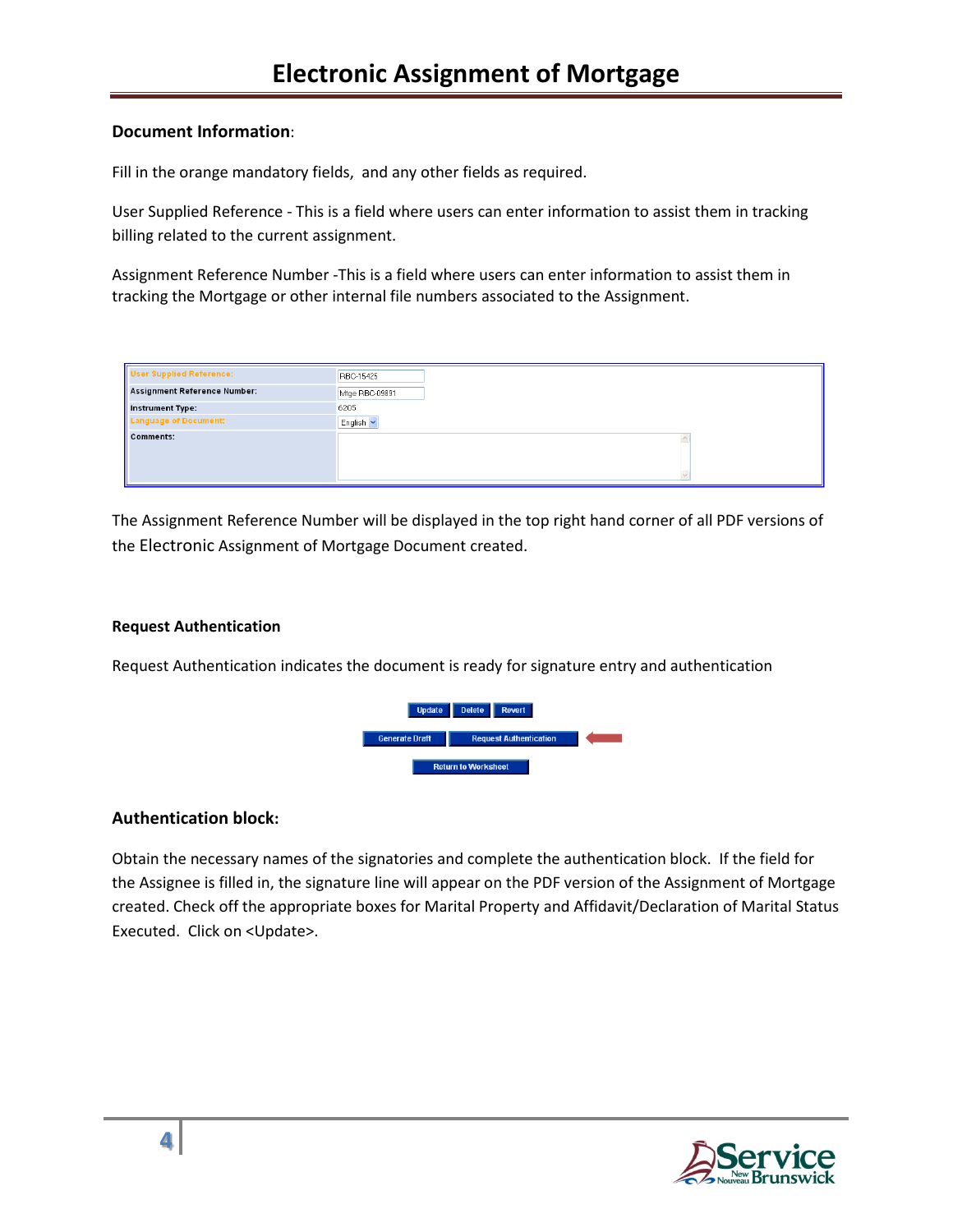# Electronic Assignment of Mortgage

**Document Information**:

Fill in the orange mandatory fields, and any other fields as required.

User Supplied Reference - This is a field where users can enter information to assist them in tracking billing related to the current assignment.

Assignment Reference Number -This is a field where users can enter information to assist them in tracking the Mortgage or other internal file numbers associated to the Assignment.

| | |
|---|---|
| User Supplied Reference: | RBC-15425 |
| Assignment Reference Number: | Mtge RBC-09891 |
| Instrument Type: | 6205 |
| Language of Document: | English |
| Comments: | |

The Assignment Reference Number will be displayed in the top right hand corner of all PDF versions of the Electronic Assignment of Mortgage Document created.

**Request Authentication**

Request Authentication indicates the document is ready for signature entry and authentication

Update | Delete | Revert

Generate Draft | Request Authentication

Return to Worksheet

### Authentication block:

Obtain the necessary names of the signatories and complete the authentication block. If the field for the Assignee is filled in, the signature line will appear on the PDF version of the Assignment of Mortgage created. Check off the appropriate boxes for Marital Property and Affidavit/Declaration of Marital Status Executed. Click on <Update>.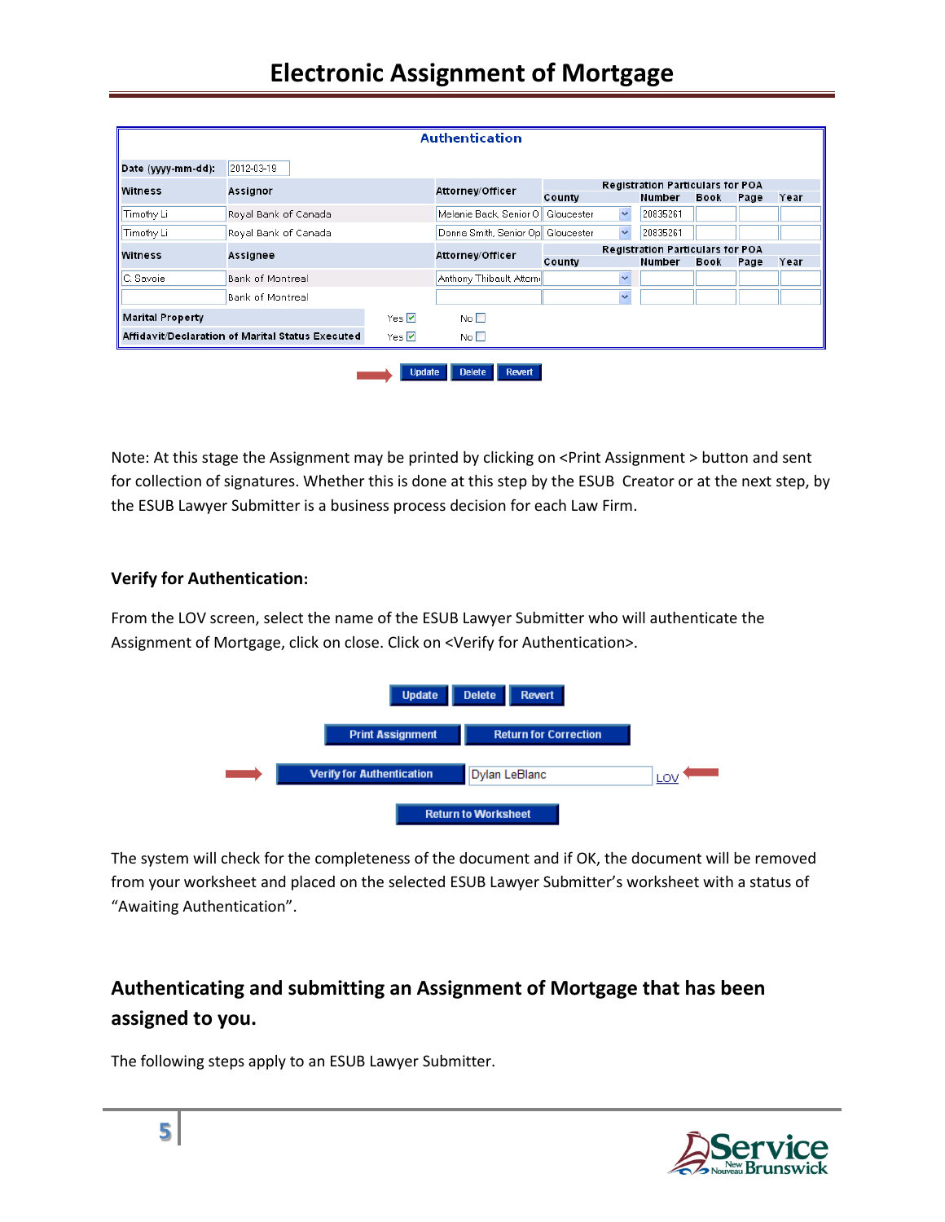# Electronic Assignment of Mortgage

**Authentication**

Date (yyyy-mm-dd): 2012-03-19

| Witness | Assignor | Attorney/Officer | Registration Particulars for POA County | Number | Book | Page | Year |
|---|---|---|---|---|---|---|---|
| Timothy Li | Royal Bank of Canada | Melanie Back, Senior O | Gloucester | 20835261 | | | |
| Timothy Li | Royal Bank of Canada | Donna Smith, Senior Op | Gloucester | 20835261 | | | |
| **Witness** | **Assignee** | **Attorney/Officer** | **Registration Particulars for POA County** | **Number** | **Book** | **Page** | **Year** |
| C. Savoie | Bank of Montreal | Anthony Thibault Attorn | | | | | |
| | Bank of Montreal | | | | | | |

Marital Property — Yes ☑ No ☐

Affidavit/Declaration of Marital Status Executed — Yes ☑ No ☐

Update | Delete | Revert

Note: At this stage the Assignment may be printed by clicking on <Print Assignment > button and sent for collection of signatures. Whether this is done at this step by the ESUB Creator or at the next step, by the ESUB Lawyer Submitter is a business process decision for each Law Firm.

### Verify for Authentication:

From the LOV screen, select the name of the ESUB Lawyer Submitter who will authenticate the Assignment of Mortgage, click on close. Click on <Verify for Authentication>.

Update | Delete | Revert

Print Assignment | Return for Correction

Verify for Authentication | Dylan LeBlanc | LOV

Return to Worksheet

The system will check for the completeness of the document and if OK, the document will be removed from your worksheet and placed on the selected ESUB Lawyer Submitter's worksheet with a status of "Awaiting Authentication".

## Authenticating and submitting an Assignment of Mortgage that has been assigned to you.

The following steps apply to an ESUB Lawyer Submitter.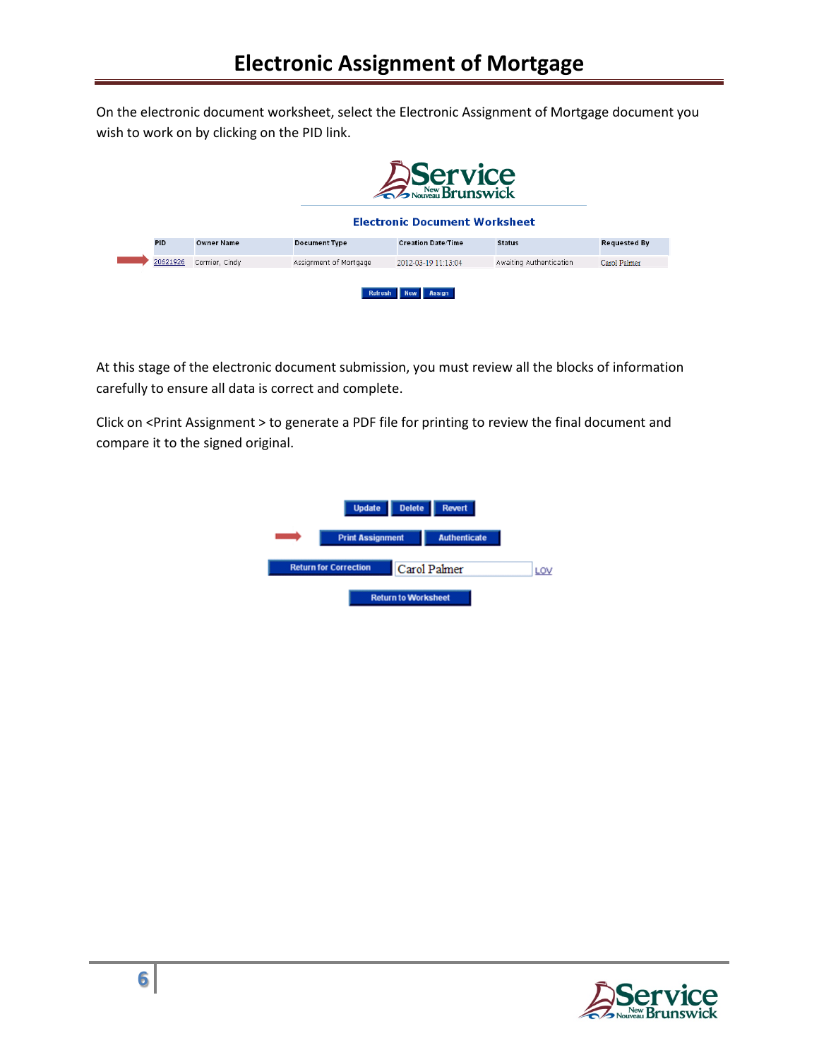# Electronic Assignment of Mortgage

On the electronic document worksheet, select the Electronic Assignment of Mortgage document you wish to work on by clicking on the PID link.

**Electronic Document Worksheet**

| PID | Owner Name | Document Type | Creation Date/Time | Status | Requested By |
|---|---|---|---|---|---|
| 20621926 | Cormier, Cindy | Assignment of Mortgage | 2012-03-19 11:13:04 | Awaiting Authentication | Carol Palmer |

Refresh | New | Assign

At this stage of the electronic document submission, you must review all the blocks of information carefully to ensure all data is correct and complete.

Click on <Print Assignment > to generate a PDF file for printing to review the final document and compare it to the signed original.

Update | Delete | Revert

Print Assignment | Authenticate

Return for Correction | Carol Palmer | LOV

Return to Worksheet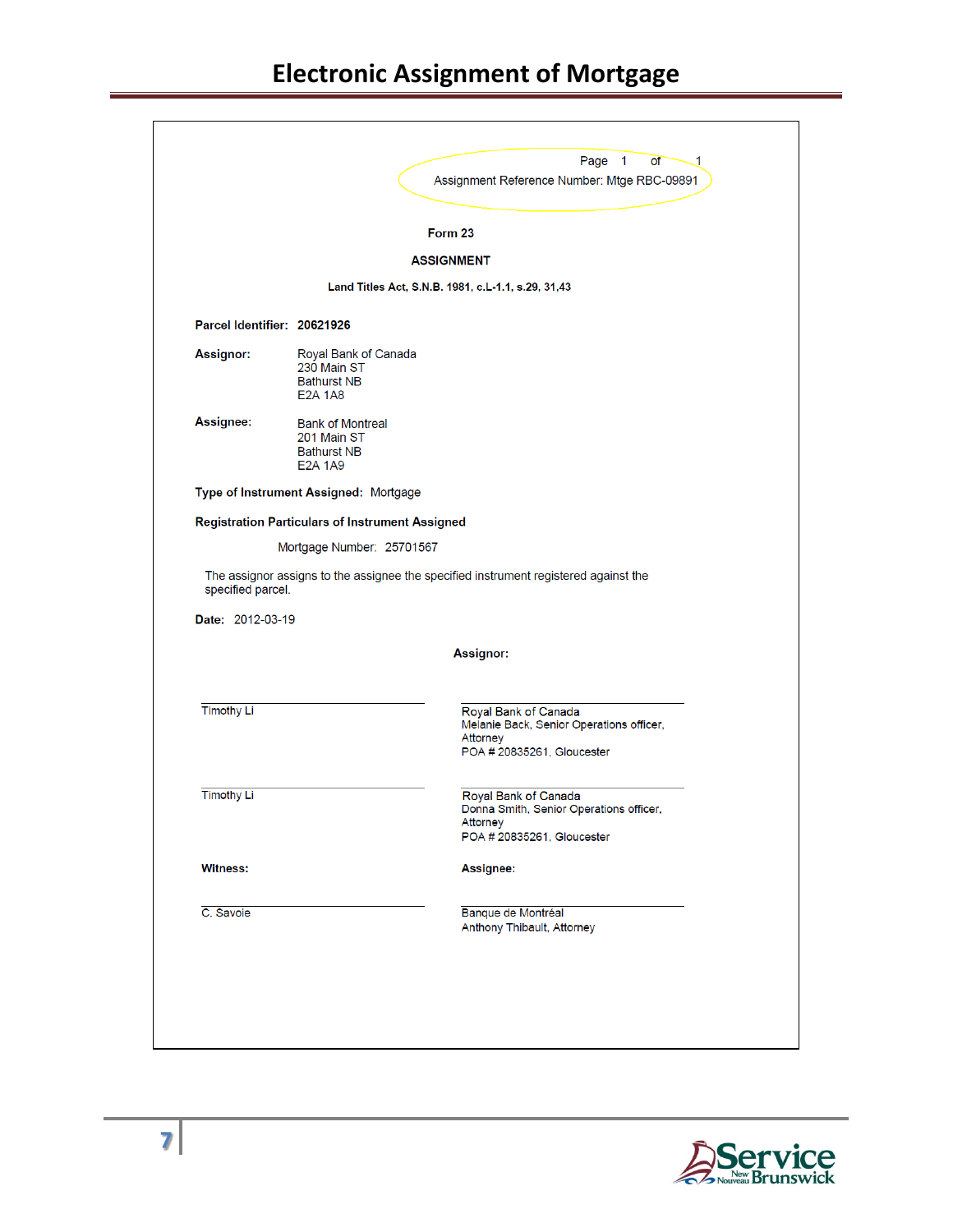# Electronic Assignment of Mortgage

Page 1 of 1

Assignment Reference Number: Mtge RBC-09891

**Form 23**

**ASSIGNMENT**

**Land Titles Act, S.N.B. 1981, c.L-1.1, s.29, 31,43**

**Parcel Identifier:** **20621926**

**Assignor:**
Royal Bank of Canada
230 Main ST
Bathurst NB
E2A 1A8

**Assignee:**
Bank of Montreal
201 Main ST
Bathurst NB
E2A 1A9

**Type of Instrument Assigned:** Mortgage

**Registration Particulars of Instrument Assigned**

Mortgage Number: 25701567

The assignor assigns to the assignee the specified instrument registered against the specified parcel.

**Date:** 2012-03-19

**Assignor:**

Timothy Li

Royal Bank of Canada
Melanie Back, Senior Operations officer, Attorney
POA # 20835261, Gloucester

Timothy Li

Royal Bank of Canada
Donna Smith, Senior Operations officer, Attorney
POA # 20835261, Gloucester

**Witness:**

C. Savoie

**Assignee:**

Banque de Montréal
Anthony Thibault, Attorney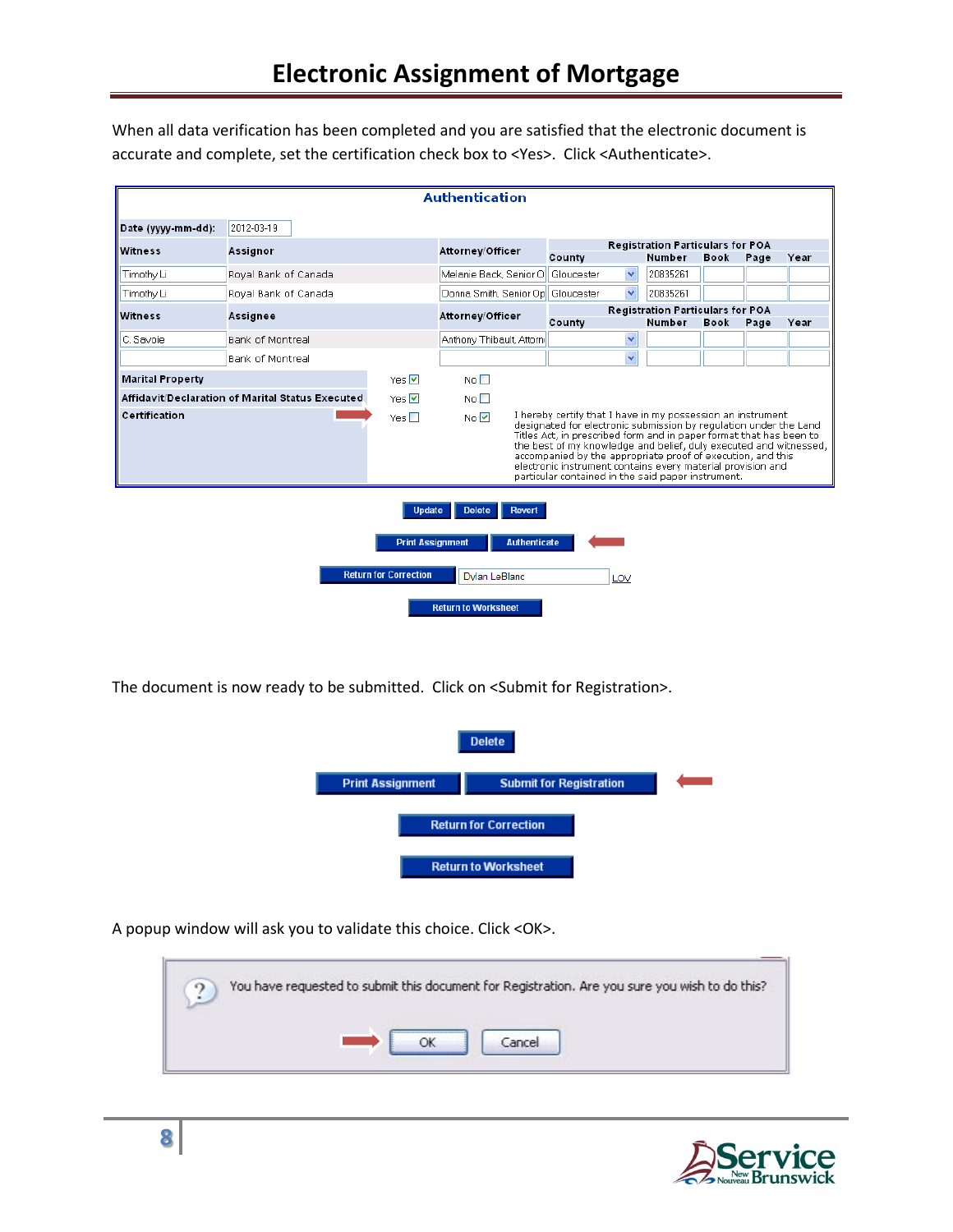# Electronic Assignment of Mortgage

When all data verification has been completed and you are satisfied that the electronic document is accurate and complete, set the certification check box to <Yes>. Click <Authenticate>.

**Authentication**

Date (yyyy-mm-dd): 2012-03-18

| Witness | Assignor | Attorney/Officer | Registration Particulars for POA County | Number | Book | Page | Year |
|---|---|---|---|---|---|---|---|
| Timothy Li | Royal Bank of Canada | Melanie Beck, Senior O | Gloucester | 20835261 | | | |
| Timothy Li | Royal Bank of Canada | Donna Smith, Senior Op | Gloucester | 20835261 | | | |

| Witness | Assignee | Attorney/Officer | Registration Particulars for POA County | Number | Book | Page | Year |
|---|---|---|---|---|---|---|---|
| C. Savoie | Bank of Montreal | Anthony Thibault, Attorn | | | | | |
| | Bank of Montreal | | | | | | |

| | Yes | No |
|---|---|---|
| Marital Property | Yes ☑ | No ☐ |
| Affidavit/Declaration of Marital Status Executed | Yes ☑ | No ☐ |
| Certification | Yes ☐ | No ☑ |

I hereby certify that I have in my possession an instrument designated for electronic submission by regulation under the Land Titles Act, in prescribed form and in paper format that has been to the best of my knowledge and belief, duly executed and witnessed, accompanied by the appropriate proof of execution, and this electronic instrument contains every material provision and particular contained in the said paper instrument.

Update | Delete | Revert

Print Assignment | Authenticate

Return for Correction | Dylan LeBlanc | LOV

Return to Worksheet

The document is now ready to be submitted. Click on <Submit for Registration>.

Delete

Print Assignment | Submit for Registration

Return for Correction

Return to Worksheet

A popup window will ask you to validate this choice. Click <OK>.

You have requested to submit this document for Registration. Are you sure you wish to do this?

OK | Cancel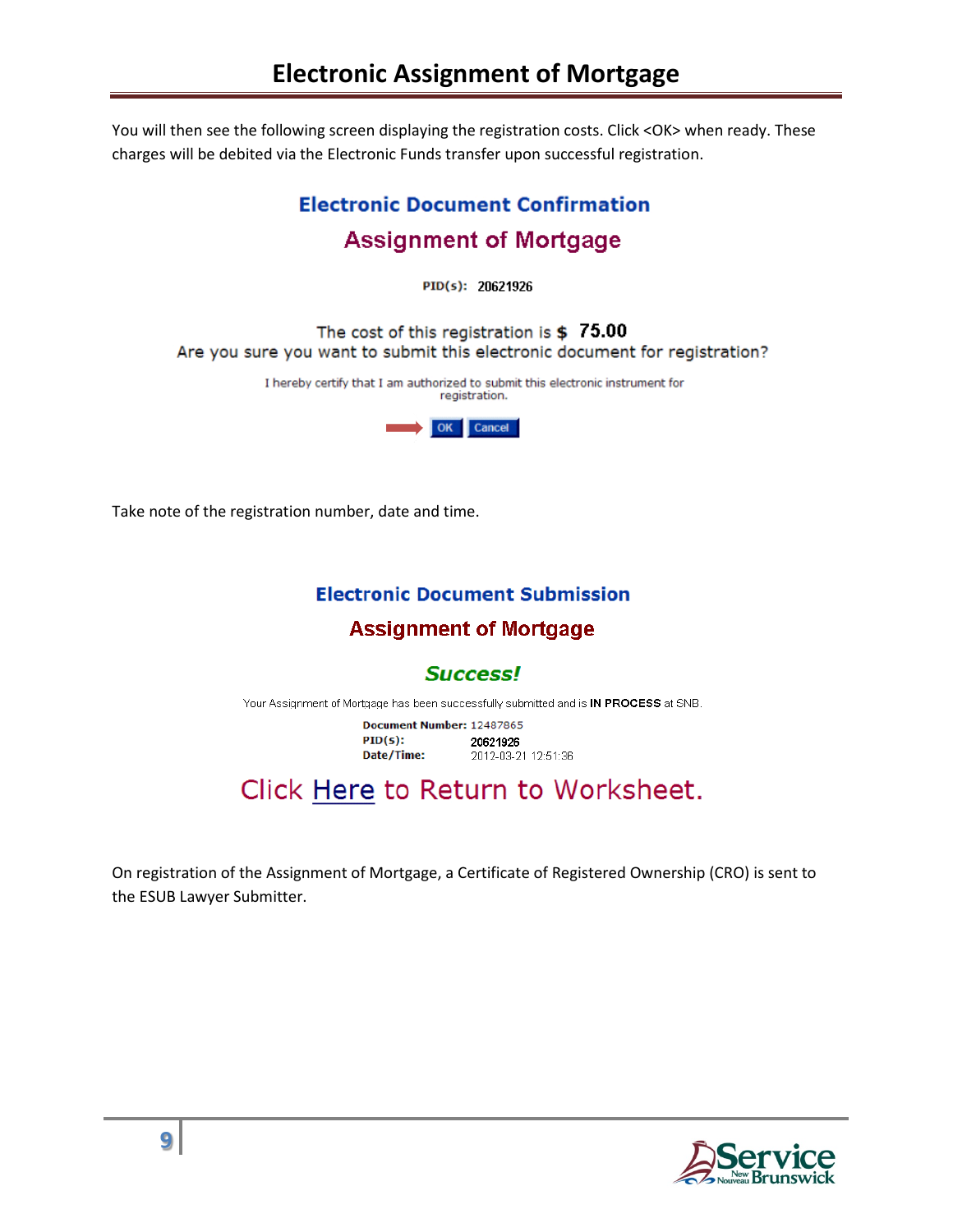# Electronic Assignment of Mortgage

You will then see the following screen displaying the registration costs. Click <OK> when ready. These charges will be debited via the Electronic Funds transfer upon successful registration.

**Electronic Document Confirmation**

**Assignment of Mortgage**

PID(s): 20621926

The cost of this registration is $ **75.00**
Are you sure you want to submit this electronic document for registration?

I hereby certify that I am authorized to submit this electronic instrument for registration.

OK Cancel

Take note of the registration number, date and time.

**Electronic Document Submission**

**Assignment of Mortgage**

***Success!***

Your Assignment of Mortgage has been successfully submitted and is **IN PROCESS** at SNB.

**Document Number:** 12487865
**PID(s):** 20621926
**Date/Time:** 2012-03-21 12:51:36

Click Here to Return to Worksheet.

On registration of the Assignment of Mortgage, a Certificate of Registered Ownership (CRO) is sent to the ESUB Lawyer Submitter.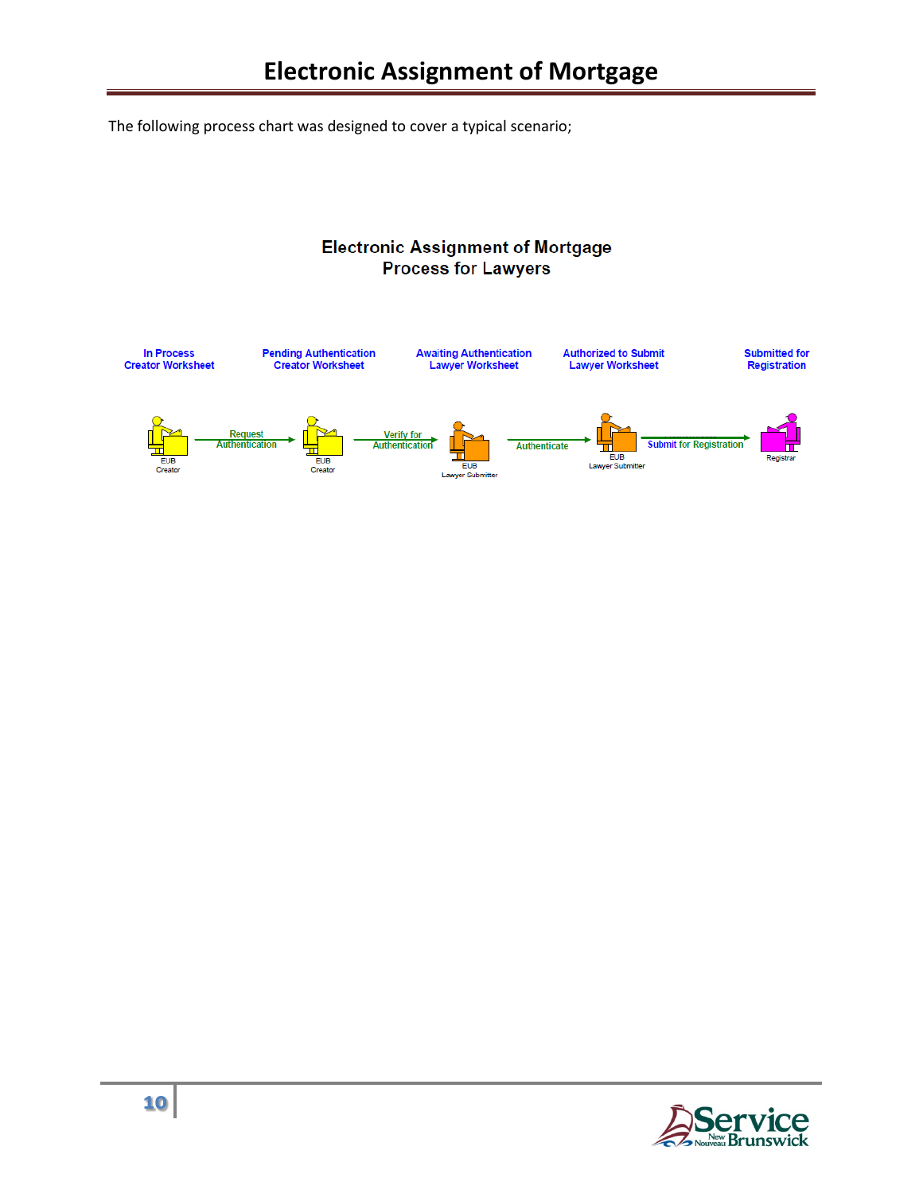# Electronic Assignment of Mortgage

The following process chart was designed to cover a typical scenario;

Electronic Assignment of Mortgage
Process for Lawyers

In Process
Creator Worksheet

Pending Authentication
Creator Worksheet

Awaiting Authentication
Lawyer Worksheet

Authorized to Submit
Lawyer Worksheet

Submitted for
Registration

EUB
Creator

Request
Authentication

EUB
Creator

Verify for
Authentication

EUB
Lawyer Submitter

Authenticate

EUB
Lawyer Submitter

Submit for Registration

Registrar